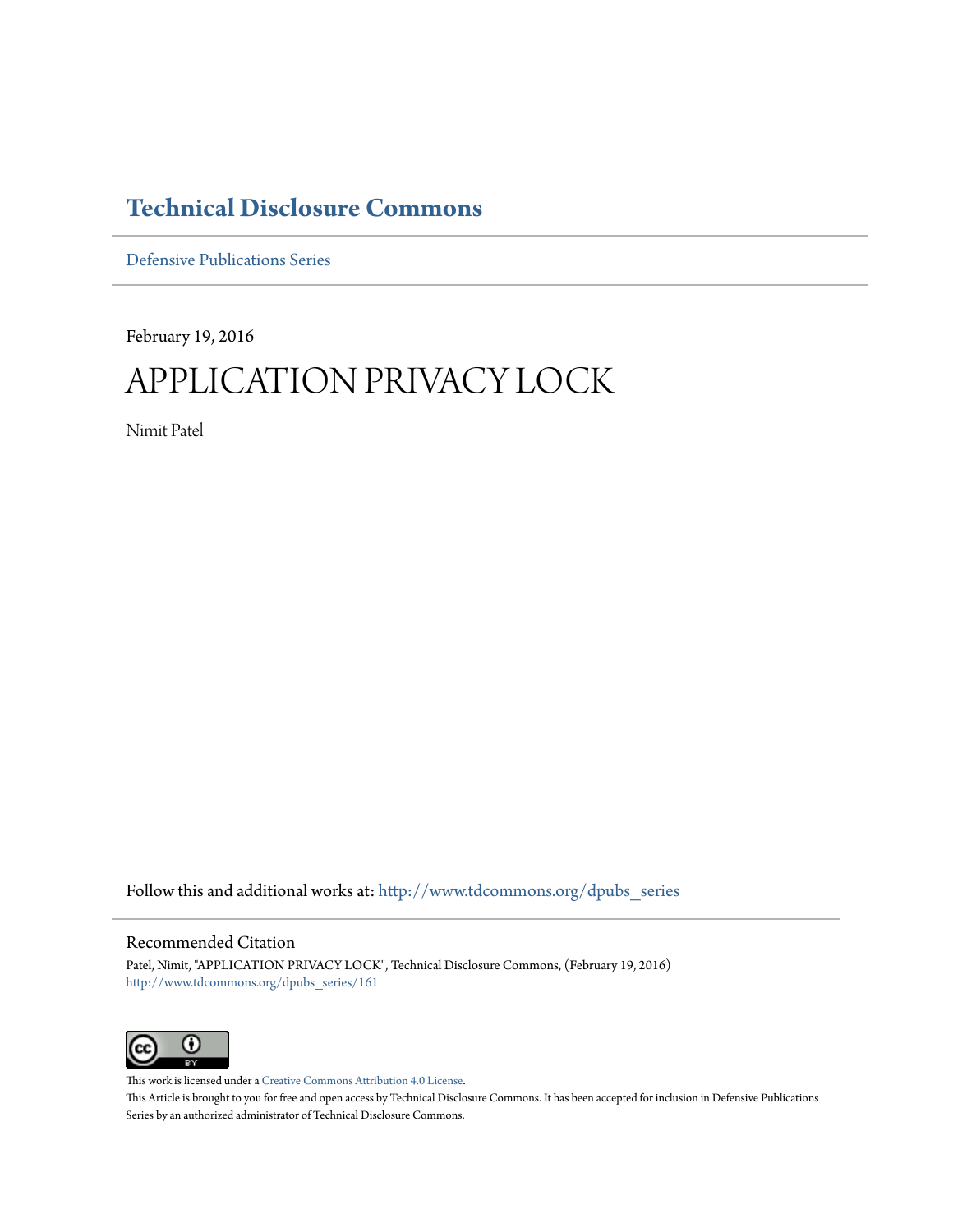# Technical Disclosure Commons

Defensive Publications Series

February 19, 2016

# APPLICATION PRIVACY LOCK

Nimit Patel

Follow this and additional works at: http://www.tdcommons.org/dpubs_series

## Recommended Citation

Patel, Nimit, "APPLICATION PRIVACY LOCK", Technical Disclosure Commons, (February 19, 2016)
http://www.tdcommons.org/dpubs_series/161

This work is licensed under a Creative Commons Attribution 4.0 License.

This Article is brought to you for free and open access by Technical Disclosure Commons. It has been accepted for inclusion in Defensive Publications Series by an authorized administrator of Technical Disclosure Commons.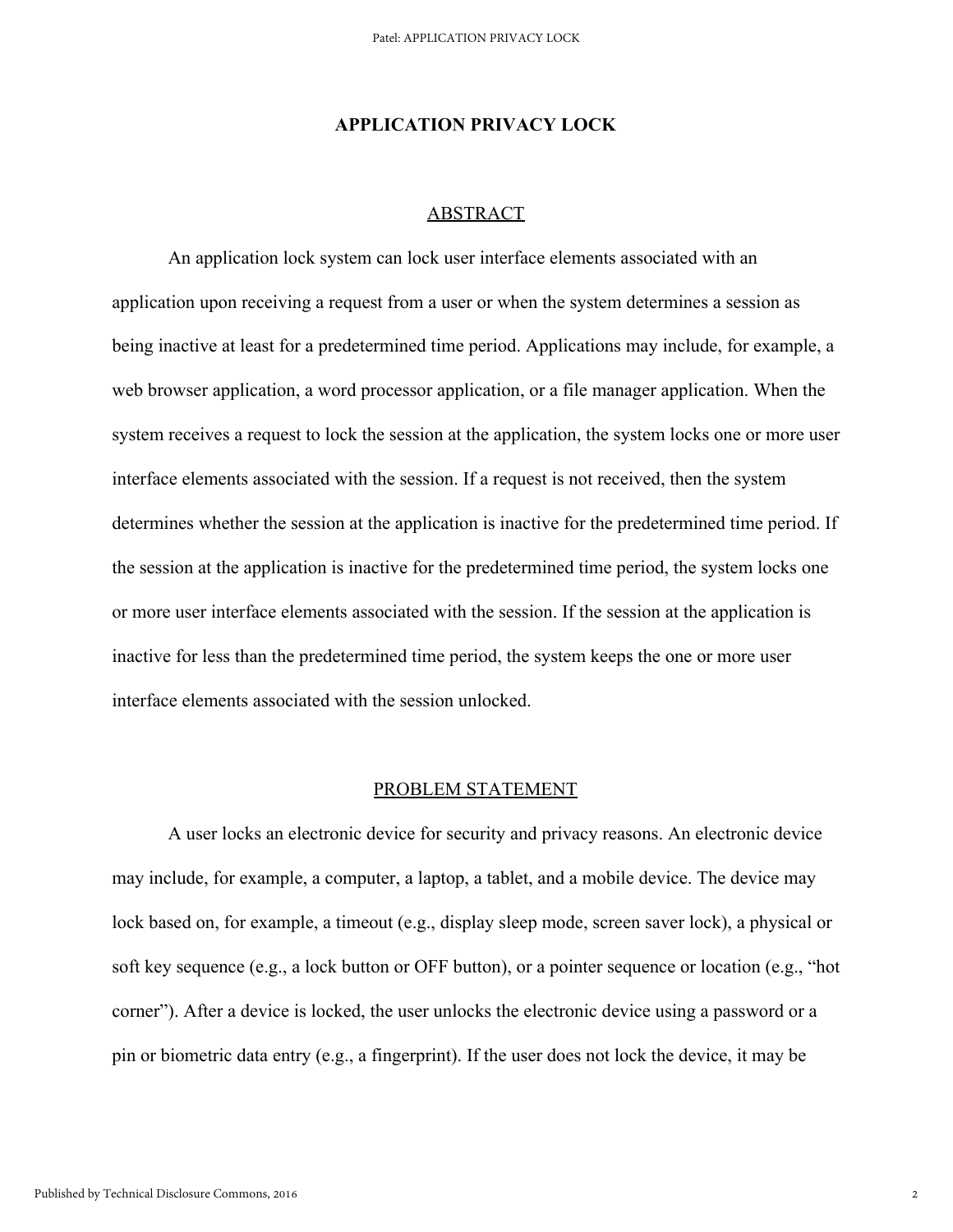# APPLICATION PRIVACY LOCK

## ABSTRACT

An application lock system can lock user interface elements associated with an application upon receiving a request from a user or when the system determines a session as being inactive at least for a predetermined time period. Applications may include, for example, a web browser application, a word processor application, or a file manager application. When the system receives a request to lock the session at the application, the system locks one or more user interface elements associated with the session. If a request is not received, then the system determines whether the session at the application is inactive for the predetermined time period. If the session at the application is inactive for the predetermined time period, the system locks one or more user interface elements associated with the session. If the session at the application is inactive for less than the predetermined time period, the system keeps the one or more user interface elements associated with the session unlocked.

## PROBLEM STATEMENT

A user locks an electronic device for security and privacy reasons. An electronic device may include, for example, a computer, a laptop, a tablet, and a mobile device. The device may lock based on, for example, a timeout (e.g., display sleep mode, screen saver lock), a physical or soft key sequence (e.g., a lock button or OFF button), or a pointer sequence or location (e.g., "hot corner"). After a device is locked, the user unlocks the electronic device using a password or a pin or biometric data entry (e.g., a fingerprint). If the user does not lock the device, it may be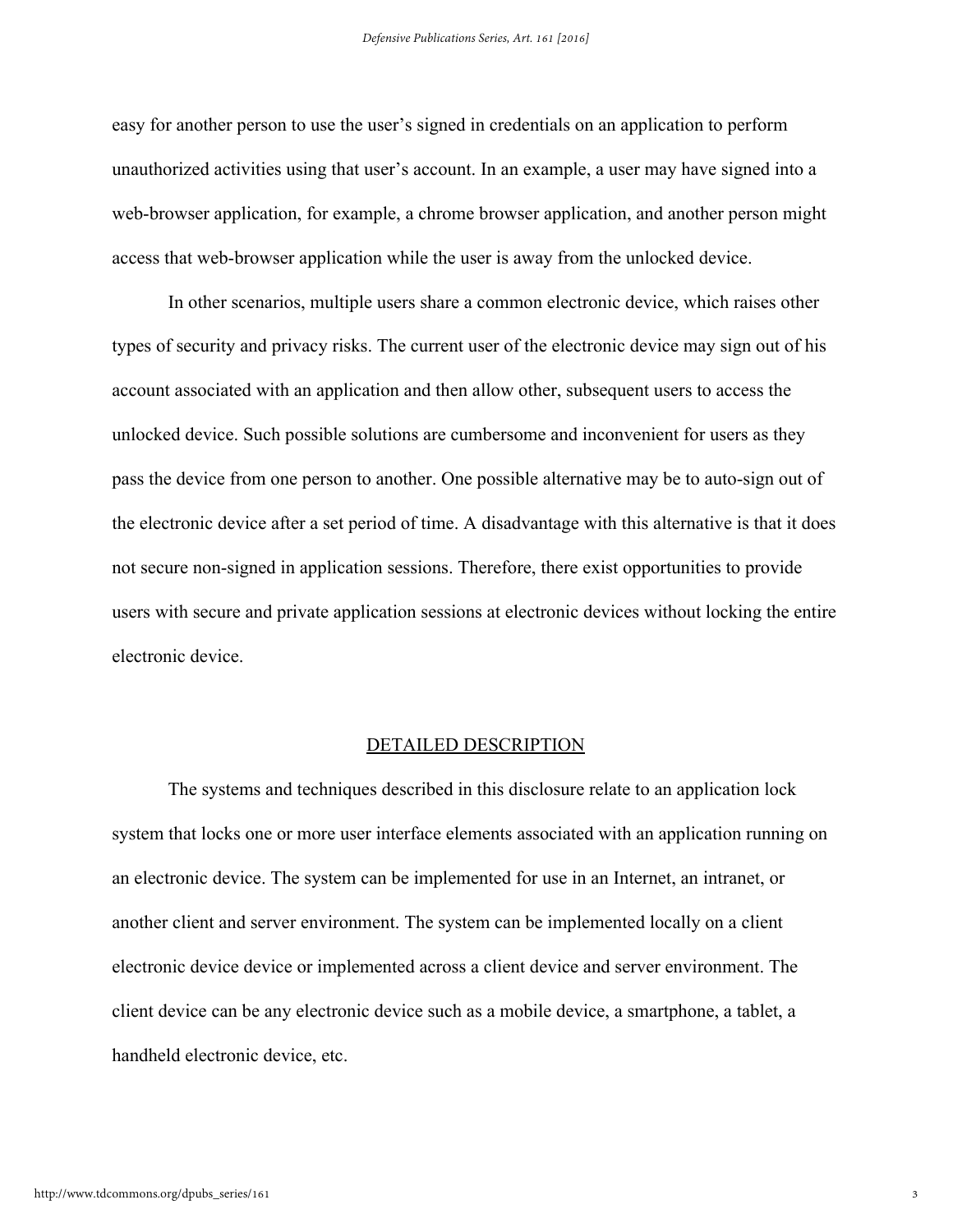easy for another person to use the user's signed in credentials on an application to perform unauthorized activities using that user's account. In an example, a user may have signed into a web-browser application, for example, a chrome browser application, and another person might access that web-browser application while the user is away from the unlocked device.

In other scenarios, multiple users share a common electronic device, which raises other types of security and privacy risks. The current user of the electronic device may sign out of his account associated with an application and then allow other, subsequent users to access the unlocked device. Such possible solutions are cumbersome and inconvenient for users as they pass the device from one person to another. One possible alternative may be to auto-sign out of the electronic device after a set period of time. A disadvantage with this alternative is that it does not secure non-signed in application sessions. Therefore, there exist opportunities to provide users with secure and private application sessions at electronic devices without locking the entire electronic device.

## DETAILED DESCRIPTION

The systems and techniques described in this disclosure relate to an application lock system that locks one or more user interface elements associated with an application running on an electronic device. The system can be implemented for use in an Internet, an intranet, or another client and server environment. The system can be implemented locally on a client electronic device device or implemented across a client device and server environment. The client device can be any electronic device such as a mobile device, a smartphone, a tablet, a handheld electronic device, etc.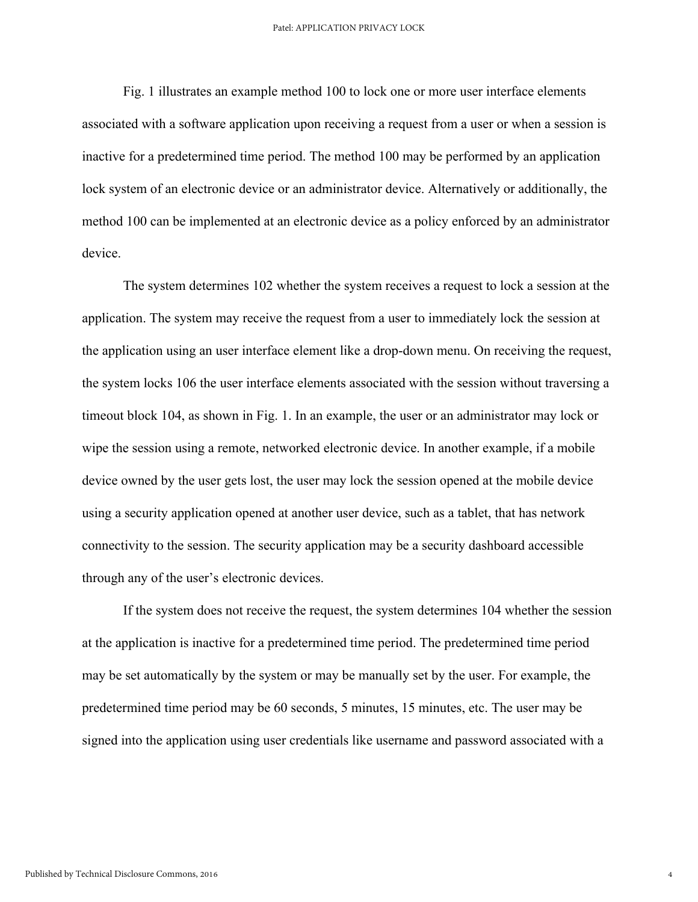Fig. 1 illustrates an example method 100 to lock one or more user interface elements associated with a software application upon receiving a request from a user or when a session is inactive for a predetermined time period. The method 100 may be performed by an application lock system of an electronic device or an administrator device. Alternatively or additionally, the method 100 can be implemented at an electronic device as a policy enforced by an administrator device.

The system determines 102 whether the system receives a request to lock a session at the application. The system may receive the request from a user to immediately lock the session at the application using an user interface element like a drop-down menu. On receiving the request, the system locks 106 the user interface elements associated with the session without traversing a timeout block 104, as shown in Fig. 1. In an example, the user or an administrator may lock or wipe the session using a remote, networked electronic device. In another example, if a mobile device owned by the user gets lost, the user may lock the session opened at the mobile device using a security application opened at another user device, such as a tablet, that has network connectivity to the session. The security application may be a security dashboard accessible through any of the user's electronic devices.

If the system does not receive the request, the system determines 104 whether the session at the application is inactive for a predetermined time period. The predetermined time period may be set automatically by the system or may be manually set by the user. For example, the predetermined time period may be 60 seconds, 5 minutes, 15 minutes, etc. The user may be signed into the application using user credentials like username and password associated with a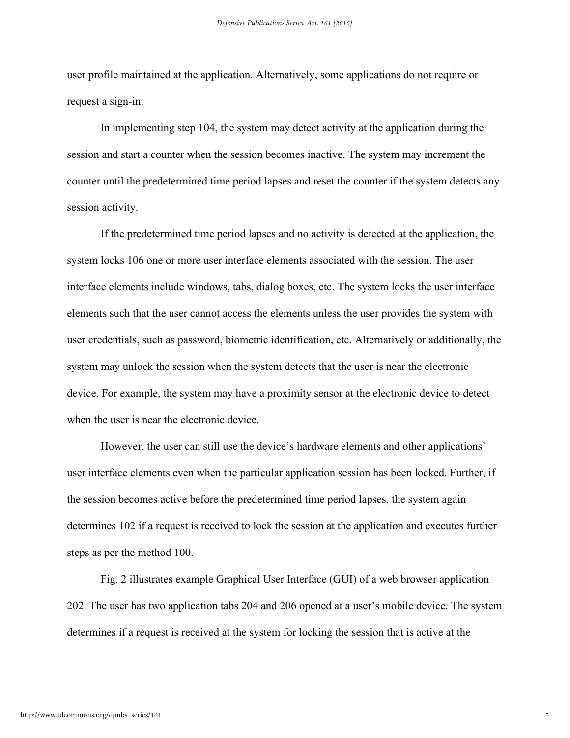user profile maintained at the application. Alternatively, some applications do not require or request a sign-in.

In implementing step 104, the system may detect activity at the application during the session and start a counter when the session becomes inactive. The system may increment the counter until the predetermined time period lapses and reset the counter if the system detects any session activity.

If the predetermined time period lapses and no activity is detected at the application, the system locks 106 one or more user interface elements associated with the session. The user interface elements include windows, tabs, dialog boxes, etc. The system locks the user interface elements such that the user cannot access the elements unless the user provides the system with user credentials, such as password, biometric identification, etc. Alternatively or additionally, the system may unlock the session when the system detects that the user is near the electronic device. For example, the system may have a proximity sensor at the electronic device to detect when the user is near the electronic device.

However, the user can still use the device's hardware elements and other applications' user interface elements even when the particular application session has been locked. Further, if the session becomes active before the predetermined time period lapses, the system again determines 102 if a request is received to lock the session at the application and executes further steps as per the method 100.

Fig. 2 illustrates example Graphical User Interface (GUI) of a web browser application 202. The user has two application tabs 204 and 206 opened at a user's mobile device. The system determines if a request is received at the system for locking the session that is active at the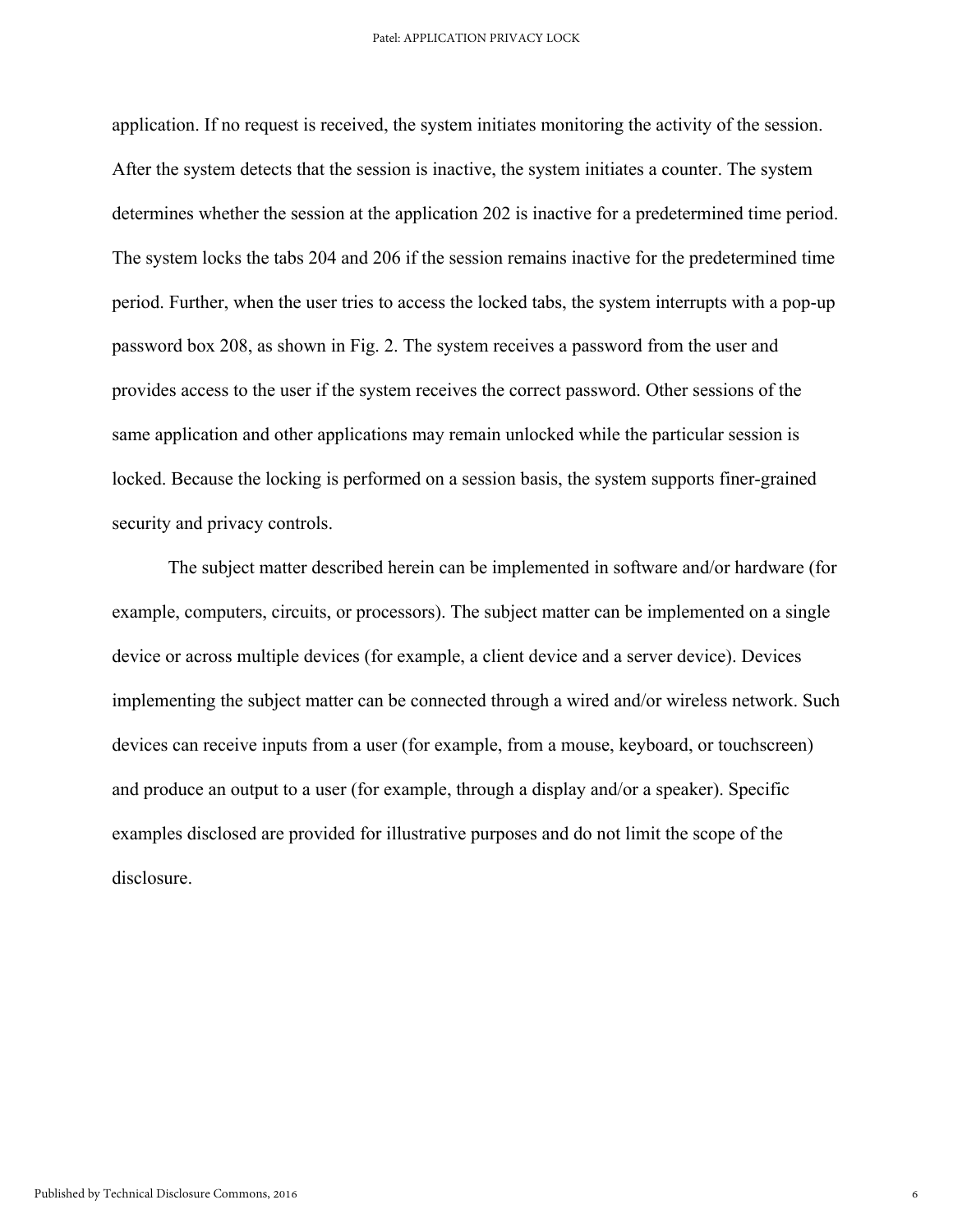application. If no request is received, the system initiates monitoring the activity of the session. After the system detects that the session is inactive, the system initiates a counter. The system determines whether the session at the application 202 is inactive for a predetermined time period. The system locks the tabs 204 and 206 if the session remains inactive for the predetermined time period. Further, when the user tries to access the locked tabs, the system interrupts with a pop-up password box 208, as shown in Fig. 2. The system receives a password from the user and provides access to the user if the system receives the correct password. Other sessions of the same application and other applications may remain unlocked while the particular session is locked. Because the locking is performed on a session basis, the system supports finer-grained security and privacy controls.

The subject matter described herein can be implemented in software and/or hardware (for example, computers, circuits, or processors). The subject matter can be implemented on a single device or across multiple devices (for example, a client device and a server device). Devices implementing the subject matter can be connected through a wired and/or wireless network. Such devices can receive inputs from a user (for example, from a mouse, keyboard, or touchscreen) and produce an output to a user (for example, through a display and/or a speaker). Specific examples disclosed are provided for illustrative purposes and do not limit the scope of the disclosure.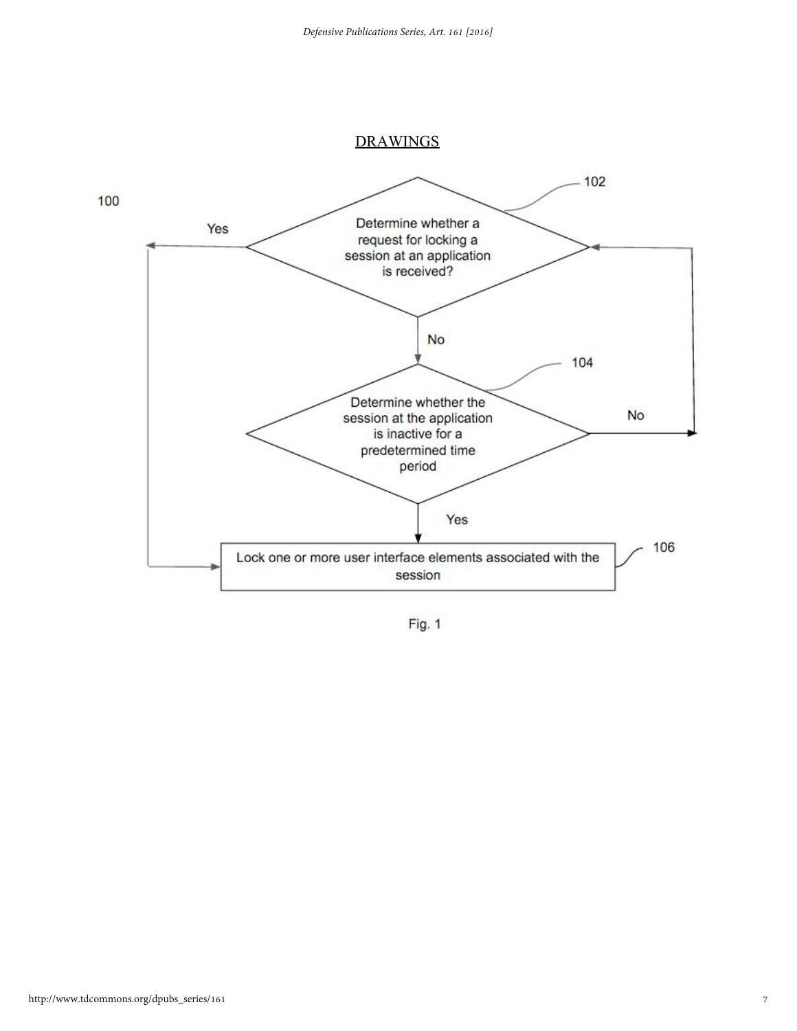DRAWINGS

100

102: Determine whether a request for locking a session at an application is received?

Yes → 106

No → 104

104: Determine whether the session at the application is inactive for a predetermined time period

No → 102

Yes → 106

106: Lock one or more user interface elements associated with the session

Fig. 1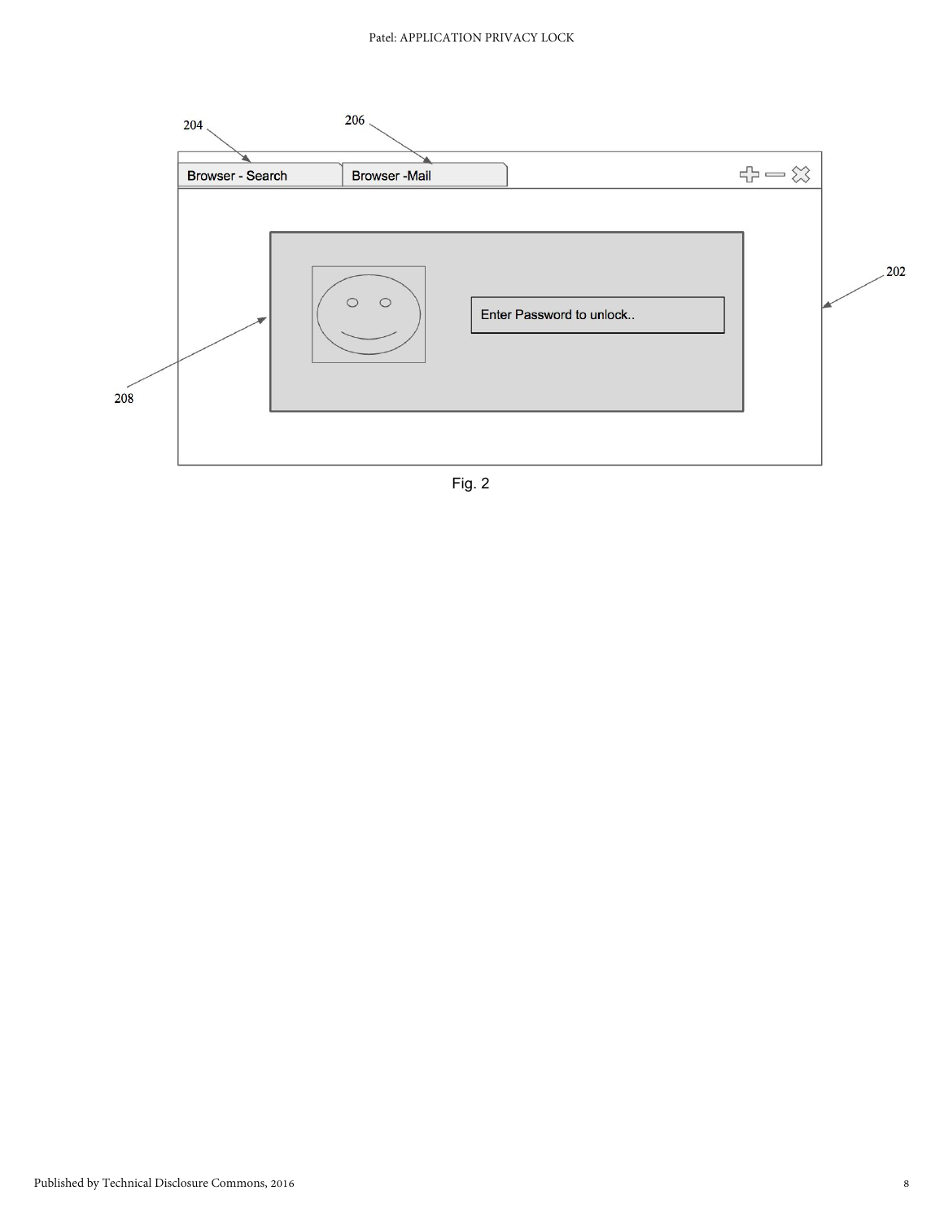204

206

Browser - Search

Browser -Mail

Enter Password to unlock..

202

208

Fig. 2